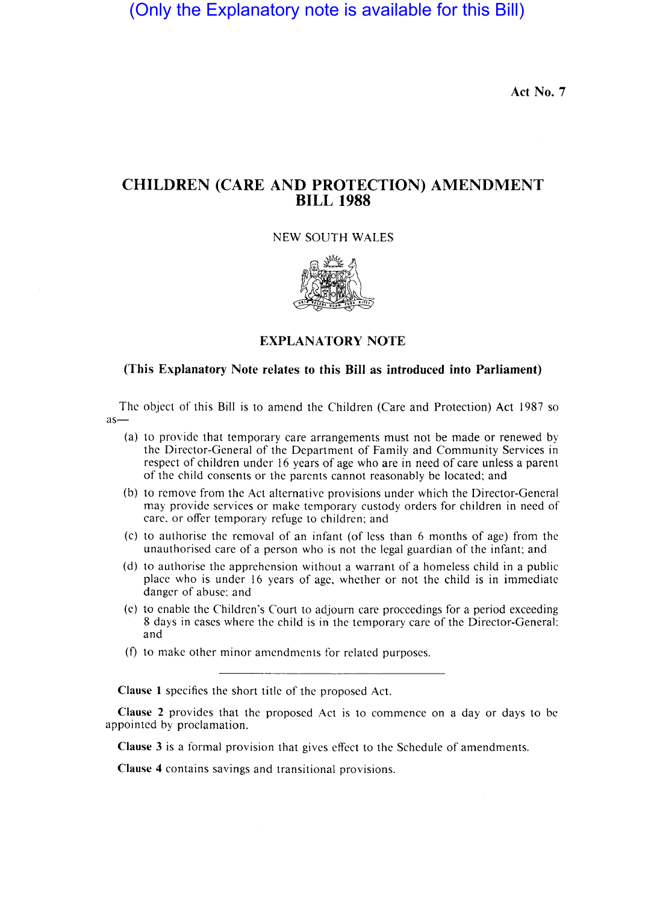(Only the Explanatory note is available for this Bill)

Act No. 7

# CHILDREN (CARE AND PROTECTION) AMENDMENT BILL 1988

NEW SOUTH WALES

## EXPLANATORY NOTE

**(This Explanatory Note relates to this Bill as introduced into Parliament)**

The object of this Bill is to amend the Children (Care and Protection) Act 1987 so as—

(a) to provide that temporary care arrangements must not be made or renewed by the Director-General of the Department of Family and Community Services in respect of children under 16 years of age who are in need of care unless a parent of the child consents or the parents cannot reasonably be located; and

(b) to remove from the Act alternative provisions under which the Director-General may provide services or make temporary custody orders for children in need of care, or offer temporary refuge to children; and

(c) to authorise the removal of an infant (of less than 6 months of age) from the unauthorised care of a person who is not the legal guardian of the infant; and

(d) to authorise the apprehension without a warrant of a homeless child in a public place who is under 16 years of age, whether or not the child is in immediate danger of abuse; and

(e) to enable the Children's Court to adjourn care proceedings for a period exceeding 8 days in cases where the child is in the temporary care of the Director-General; and

(f) to make other minor amendments for related purposes.

---

**Clause 1** specifies the short title of the proposed Act.

**Clause 2** provides that the proposed Act is to commence on a day or days to be appointed by proclamation.

**Clause 3** is a formal provision that gives effect to the Schedule of amendments.

**Clause 4** contains savings and transitional provisions.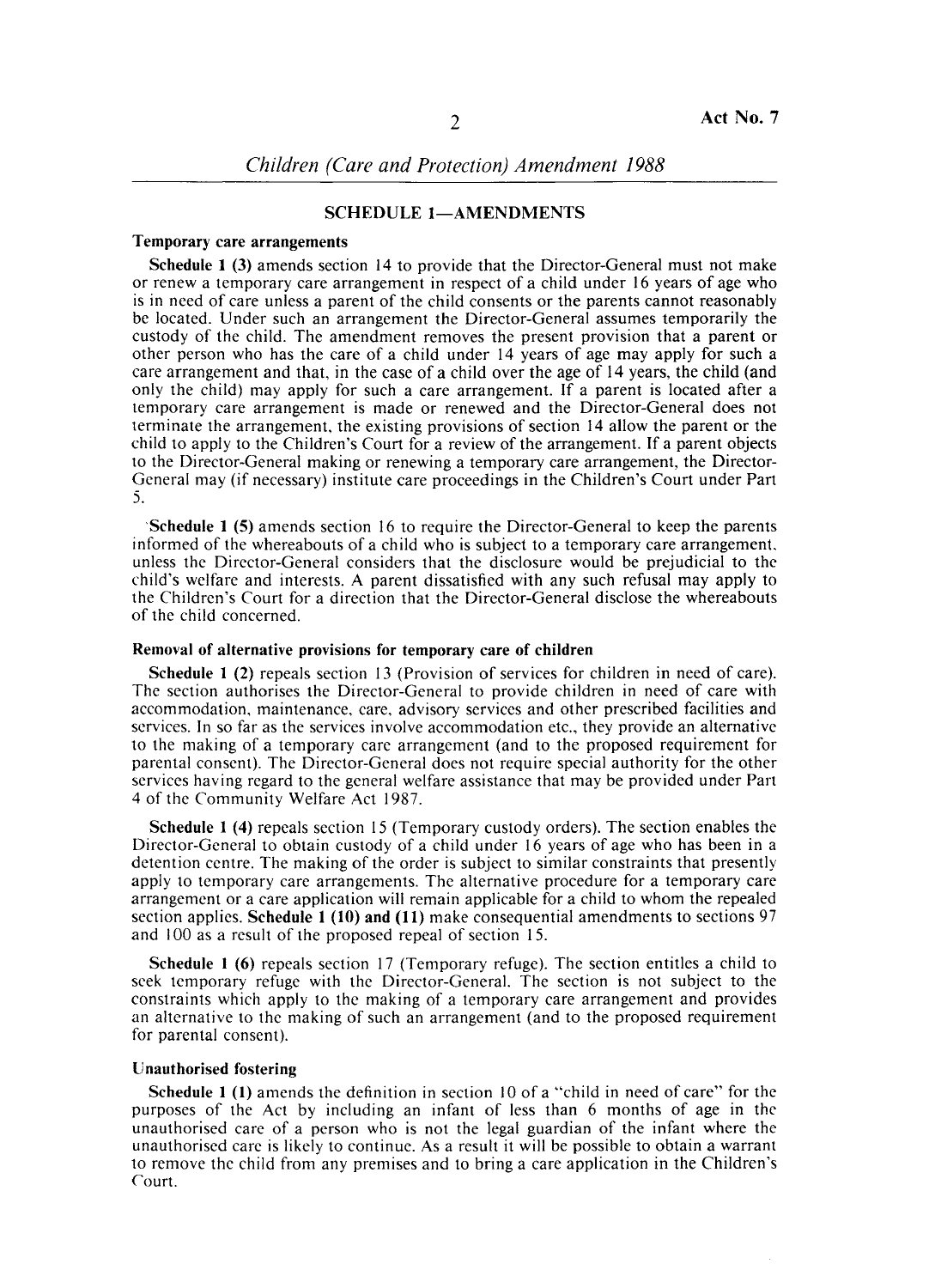## SCHEDULE 1—AMENDMENTS

### Temporary care arrangements

**Schedule 1 (3)** amends section 14 to provide that the Director-General must not make or renew a temporary care arrangement in respect of a child under 16 years of age who is in need of care unless a parent of the child consents or the parents cannot reasonably be located. Under such an arrangement the Director-General assumes temporarily the custody of the child. The amendment removes the present provision that a parent or other person who has the care of a child under 14 years of age may apply for such a care arrangement and that, in the case of a child over the age of 14 years, the child (and only the child) may apply for such a care arrangement. If a parent is located after a temporary care arrangement is made or renewed and the Director-General does not terminate the arrangement, the existing provisions of section 14 allow the parent or the child to apply to the Children's Court for a review of the arrangement. If a parent objects to the Director-General making or renewing a temporary care arrangement, the Director-General may (if necessary) institute care proceedings in the Children's Court under Part 5.

**Schedule 1 (5)** amends section 16 to require the Director-General to keep the parents informed of the whereabouts of a child who is subject to a temporary care arrangement, unless the Director-General considers that the disclosure would be prejudicial to the child's welfare and interests. A parent dissatisfied with any such refusal may apply to the Children's Court for a direction that the Director-General disclose the whereabouts of the child concerned.

### Removal of alternative provisions for temporary care of children

**Schedule 1 (2)** repeals section 13 (Provision of services for children in need of care). The section authorises the Director-General to provide children in need of care with accommodation, maintenance, care, advisory services and other prescribed facilities and services. In so far as the services involve accommodation etc., they provide an alternative to the making of a temporary care arrangement (and to the proposed requirement for parental consent). The Director-General does not require special authority for the other services having regard to the general welfare assistance that may be provided under Part 4 of the Community Welfare Act 1987.

**Schedule 1 (4)** repeals section 15 (Temporary custody orders). The section enables the Director-General to obtain custody of a child under 16 years of age who has been in a detention centre. The making of the order is subject to similar constraints that presently apply to temporary care arrangements. The alternative procedure for a temporary care arrangement or a care application will remain applicable for a child to whom the repealed section applies. **Schedule 1 (10) and (11)** make consequential amendments to sections 97 and 100 as a result of the proposed repeal of section 15.

**Schedule 1 (6)** repeals section 17 (Temporary refuge). The section entitles a child to seek temporary refuge with the Director-General. The section is not subject to the constraints which apply to the making of a temporary care arrangement and provides an alternative to the making of such an arrangement (and to the proposed requirement for parental consent).

### Unauthorised fostering

**Schedule 1 (1)** amends the definition in section 10 of a "child in need of care" for the purposes of the Act by including an infant of less than 6 months of age in the unauthorised care of a person who is not the legal guardian of the infant where the unauthorised care is likely to continue. As a result it will be possible to obtain a warrant to remove the child from any premises and to bring a care application in the Children's Court.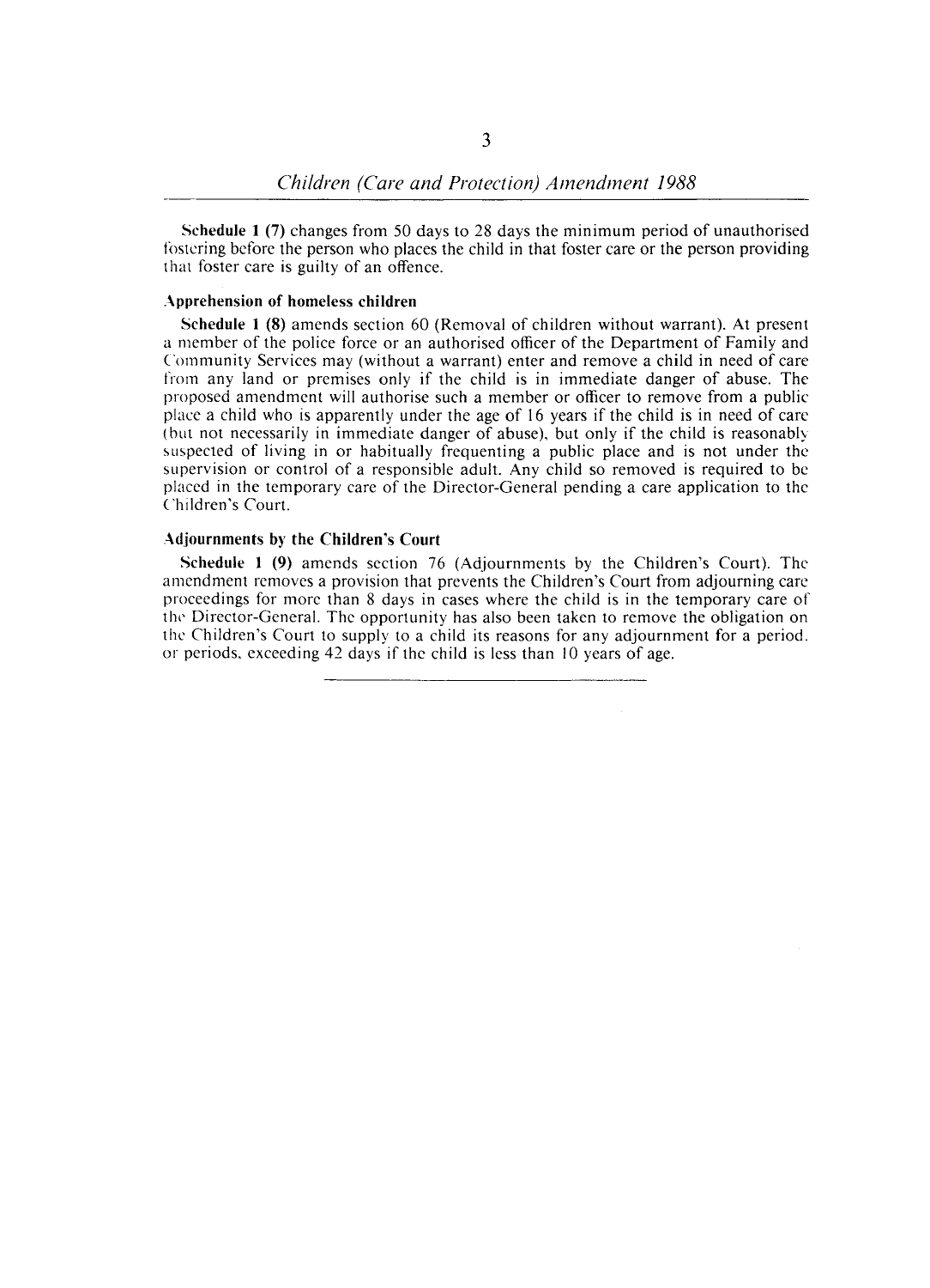**Schedule 1 (7)** changes from 50 days to 28 days the minimum period of unauthorised fostering before the person who places the child in that foster care or the person providing that foster care is guilty of an offence.

### Apprehension of homeless children

**Schedule 1 (8)** amends section 60 (Removal of children without warrant). At present a member of the police force or an authorised officer of the Department of Family and Community Services may (without a warrant) enter and remove a child in need of care from any land or premises only if the child is in immediate danger of abuse. The proposed amendment will authorise such a member or officer to remove from a public place a child who is apparently under the age of 16 years if the child is in need of care (but not necessarily in immediate danger of abuse), but only if the child is reasonably suspected of living in or habitually frequenting a public place and is not under the supervision or control of a responsible adult. Any child so removed is required to be placed in the temporary care of the Director-General pending a care application to the Children's Court.

### Adjournments by the Children's Court

**Schedule 1 (9)** amends section 76 (Adjournments by the Children's Court). The amendment removes a provision that prevents the Children's Court from adjourning care proceedings for more than 8 days in cases where the child is in the temporary care of the Director-General. The opportunity has also been taken to remove the obligation on the Children's Court to supply to a child its reasons for any adjournment for a period, or periods, exceeding 42 days if the child is less than 10 years of age.

---